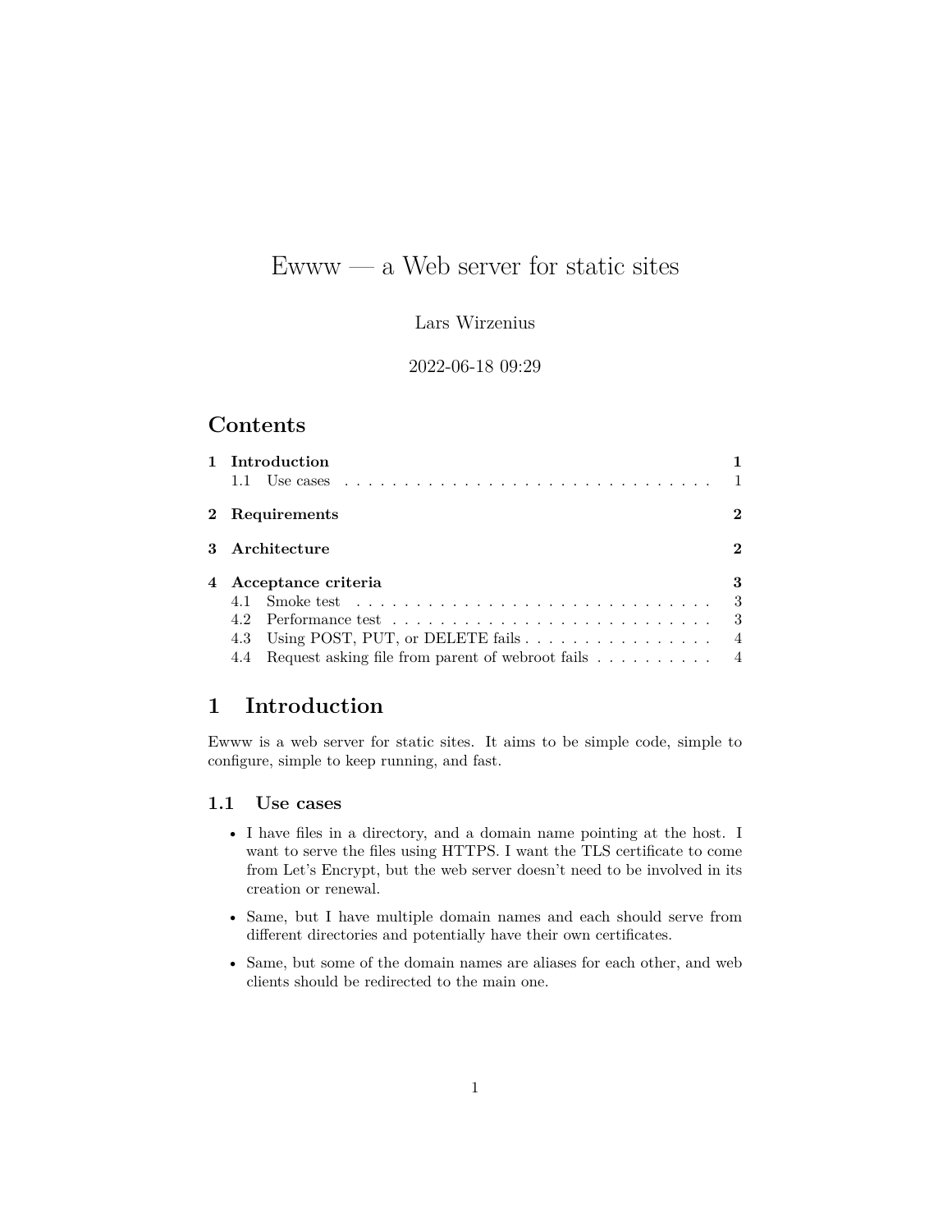# Ewww — a Web server for static sites

Lars Wirzenius

2022-06-18 09:29

## Contents

1 Introduction ... 1
   1.1 Use cases ... 1

2 Requirements ... 2

3 Architecture ... 2

4 Acceptance criteria ... 3
   4.1 Smoke test ... 3
   4.2 Performance test ... 3
   4.3 Using POST, PUT, or DELETE fails ... 4
   4.4 Request asking file from parent of webroot fails ... 4

## 1 Introduction

Ewww is a web server for static sites. It aims to be simple code, simple to configure, simple to keep running, and fast.

### 1.1 Use cases

- I have files in a directory, and a domain name pointing at the host. I want to serve the files using HTTPS. I want the TLS certificate to come from Let's Encrypt, but the web server doesn't need to be involved in its creation or renewal.
- Same, but I have multiple domain names and each should serve from different directories and potentially have their own certificates.
- Same, but some of the domain names are aliases for each other, and web clients should be redirected to the main one.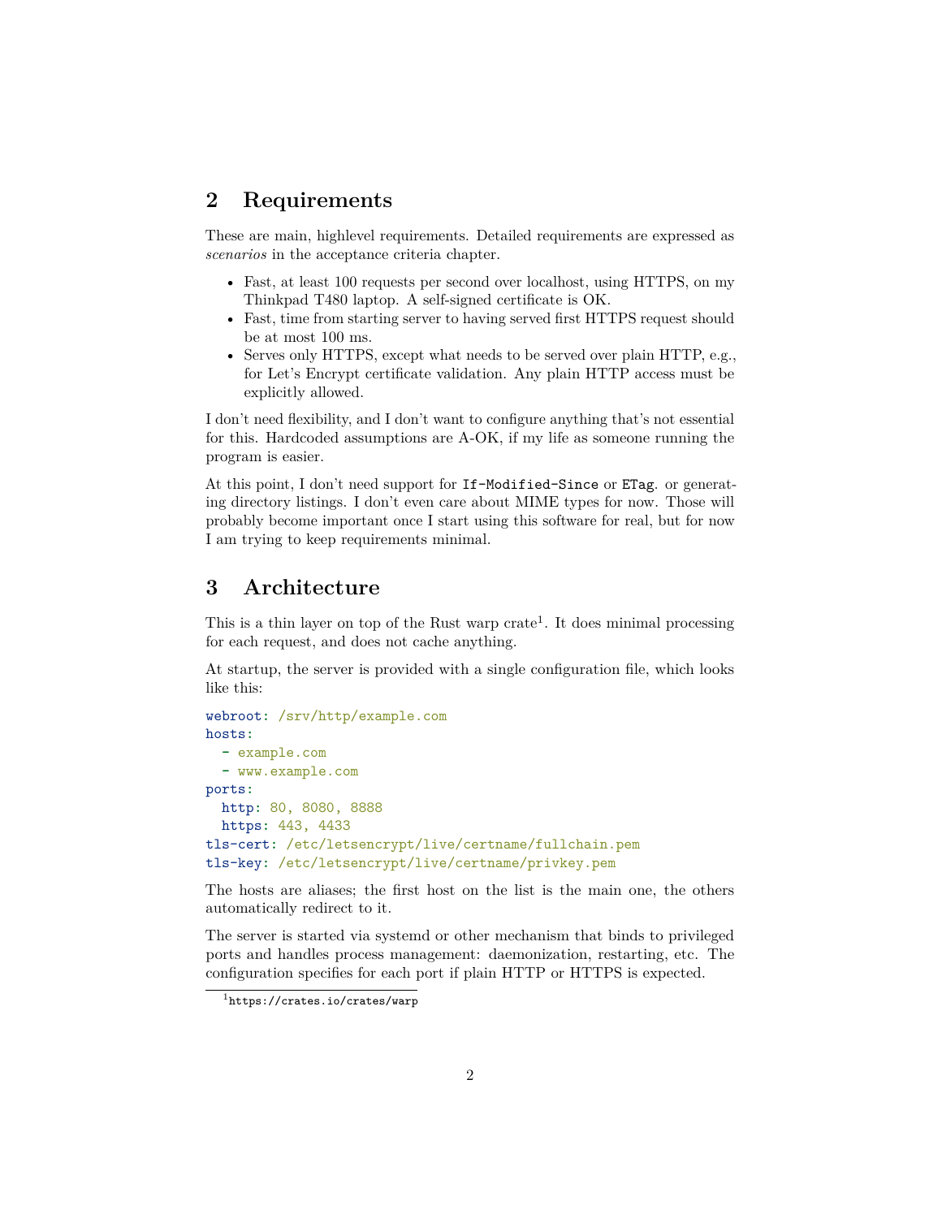## 2 Requirements

These are main, highlevel requirements. Detailed requirements are expressed as *scenarios* in the acceptance criteria chapter.

- Fast, at least 100 requests per second over localhost, using HTTPS, on my Thinkpad T480 laptop. A self-signed certificate is OK.
- Fast, time from starting server to having served first HTTPS request should be at most 100 ms.
- Serves only HTTPS, except what needs to be served over plain HTTP, e.g., for Let's Encrypt certificate validation. Any plain HTTP access must be explicitly allowed.

I don't need flexibility, and I don't want to configure anything that's not essential for this. Hardcoded assumptions are A-OK, if my life as someone running the program is easier.

At this point, I don't need support for `If-Modified-Since` or `ETag`. or generating directory listings. I don't even care about MIME types for now. Those will probably become important once I start using this software for real, but for now I am trying to keep requirements minimal.

## 3 Architecture

This is a thin layer on top of the Rust warp crate[1]. It does minimal processing for each request, and does not cache anything.

At startup, the server is provided with a single configuration file, which looks like this:

```yaml
webroot: /srv/http/example.com
hosts:
  - example.com
  - www.example.com
ports:
  http: 80, 8080, 8888
  https: 443, 4433
tls-cert: /etc/letsencrypt/live/certname/fullchain.pem
tls-key: /etc/letsencrypt/live/certname/privkey.pem
```

The hosts are aliases; the first host on the list is the main one, the others automatically redirect to it.

The server is started via systemd or other mechanism that binds to privileged ports and handles process management: daemonization, restarting, etc. The configuration specifies for each port if plain HTTP or HTTPS is expected.

[1] https://crates.io/crates/warp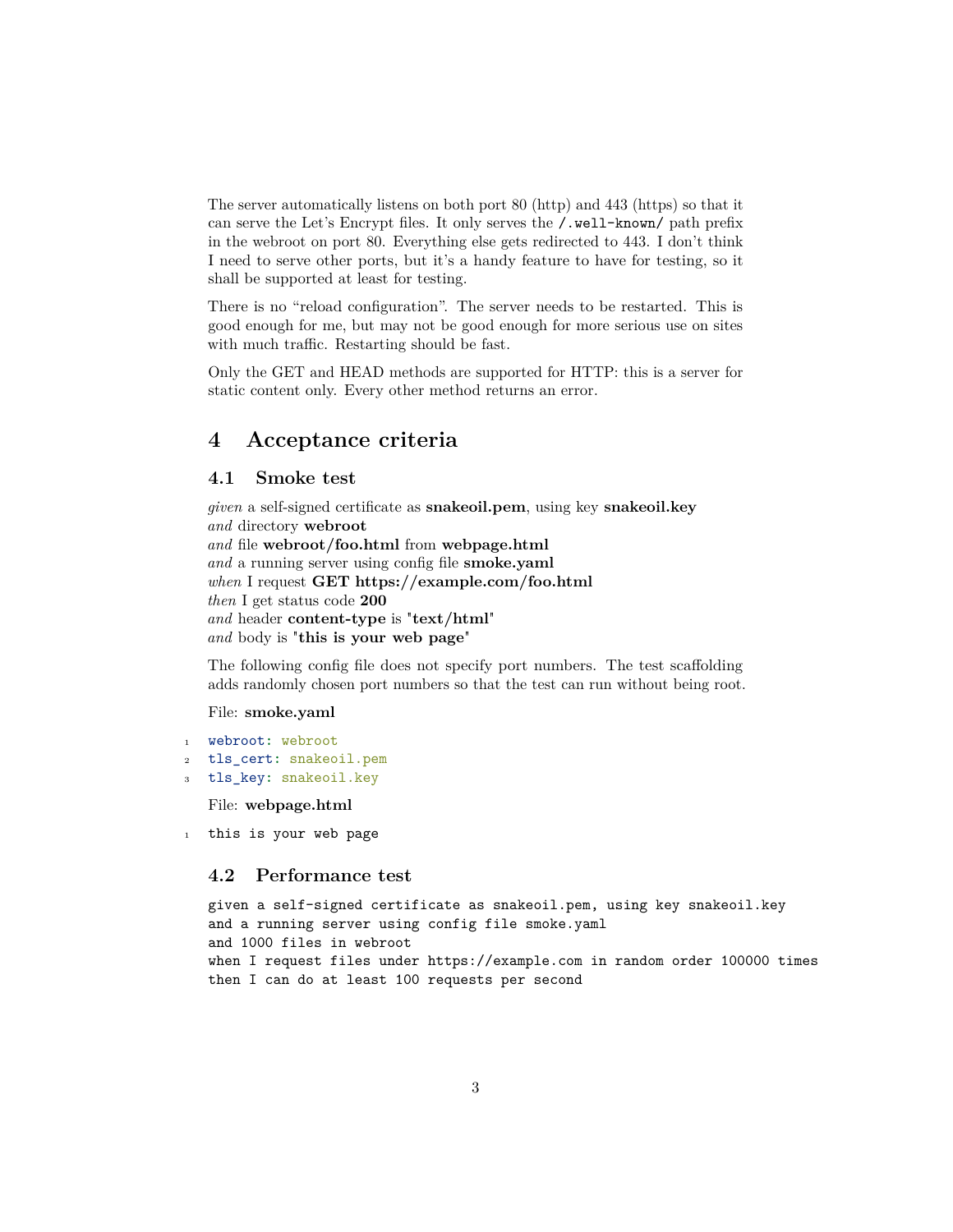The server automatically listens on both port 80 (http) and 443 (https) so that it can serve the Let's Encrypt files. It only serves the `/.well-known/` path prefix in the webroot on port 80. Everything else gets redirected to 443. I don't think I need to serve other ports, but it's a handy feature to have for testing, so it shall be supported at least for testing.

There is no "reload configuration". The server needs to be restarted. This is good enough for me, but may not be good enough for more serious use on sites with much traffic. Restarting should be fast.

Only the GET and HEAD methods are supported for HTTP: this is a server for static content only. Every other method returns an error.

# 4 Acceptance criteria

## 4.1 Smoke test

*given* a self-signed certificate as **snakeoil.pem**, using key **snakeoil.key**
*and* directory **webroot**
*and* file **webroot/foo.html** from **webpage.html**
*and* a running server using config file **smoke.yaml**
*when* I request **GET https://example.com/foo.html**
*then* I get status code **200**
*and* header **content-type** is "**text/html**"
*and* body is "**this is your web page**"

The following config file does not specify port numbers. The test scaffolding adds randomly chosen port numbers so that the test can run without being root.

File: **smoke.yaml**

```yaml
webroot: webroot
tls_cert: snakeoil.pem
tls_key: snakeoil.key
```

File: **webpage.html**

```
this is your web page
```

## 4.2 Performance test

```
given a self-signed certificate as snakeoil.pem, using key snakeoil.key
and a running server using config file smoke.yaml
and 1000 files in webroot
when I request files under https://example.com in random order 100000 times
then I can do at least 100 requests per second
```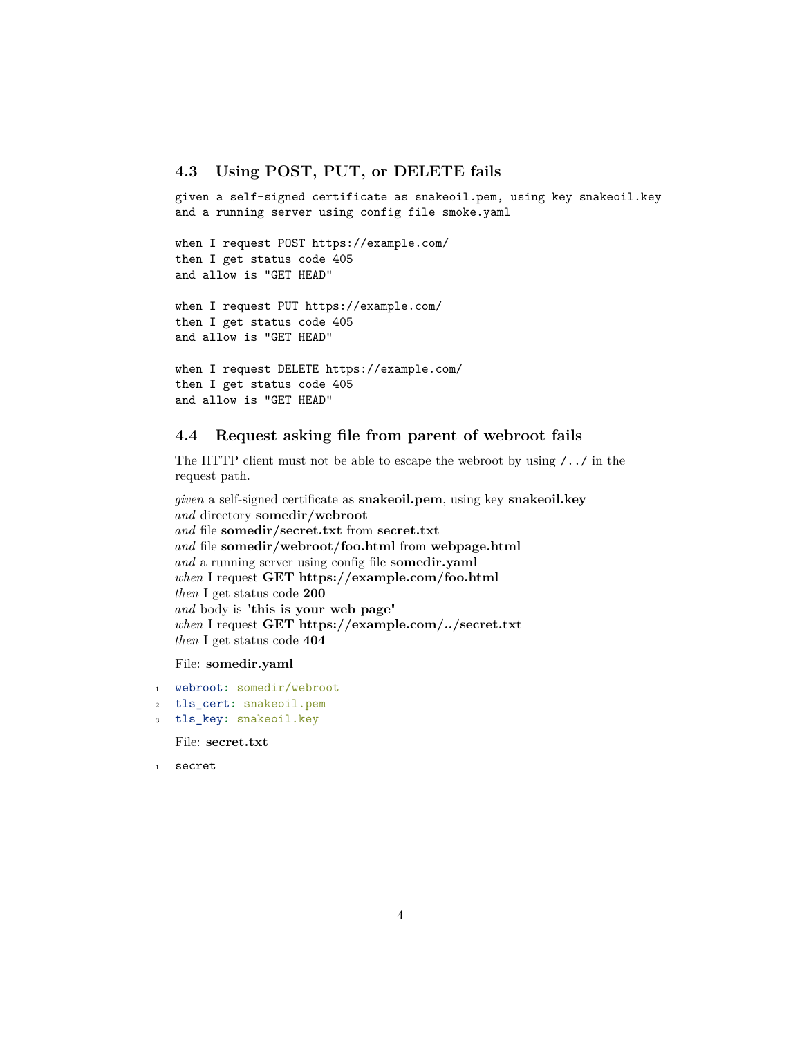### 4.3 Using POST, PUT, or DELETE fails

```
given a self-signed certificate as snakeoil.pem, using key snakeoil.key
and a running server using config file smoke.yaml

when I request POST https://example.com/
then I get status code 405
and allow is "GET HEAD"

when I request PUT https://example.com/
then I get status code 405
and allow is "GET HEAD"

when I request DELETE https://example.com/
then I get status code 405
and allow is "GET HEAD"
```

### 4.4 Request asking file from parent of webroot fails

The HTTP client must not be able to escape the webroot by using `/../` in the request path.

*given* a self-signed certificate as **snakeoil.pem**, using key **snakeoil.key**
*and* directory **somedir/webroot**
*and* file **somedir/secret.txt** from **secret.txt**
*and* file **somedir/webroot/foo.html** from **webpage.html**
*and* a running server using config file **somedir.yaml**
*when* I request **GET https://example.com/foo.html**
*then* I get status code **200**
*and* body is "**this is your web page**"
*when* I request **GET https://example.com/../secret.txt**
*then* I get status code **404**

File: **somedir.yaml**

```yaml
webroot: somedir/webroot
tls_cert: snakeoil.pem
tls_key: snakeoil.key
```

File: **secret.txt**

```
secret
```